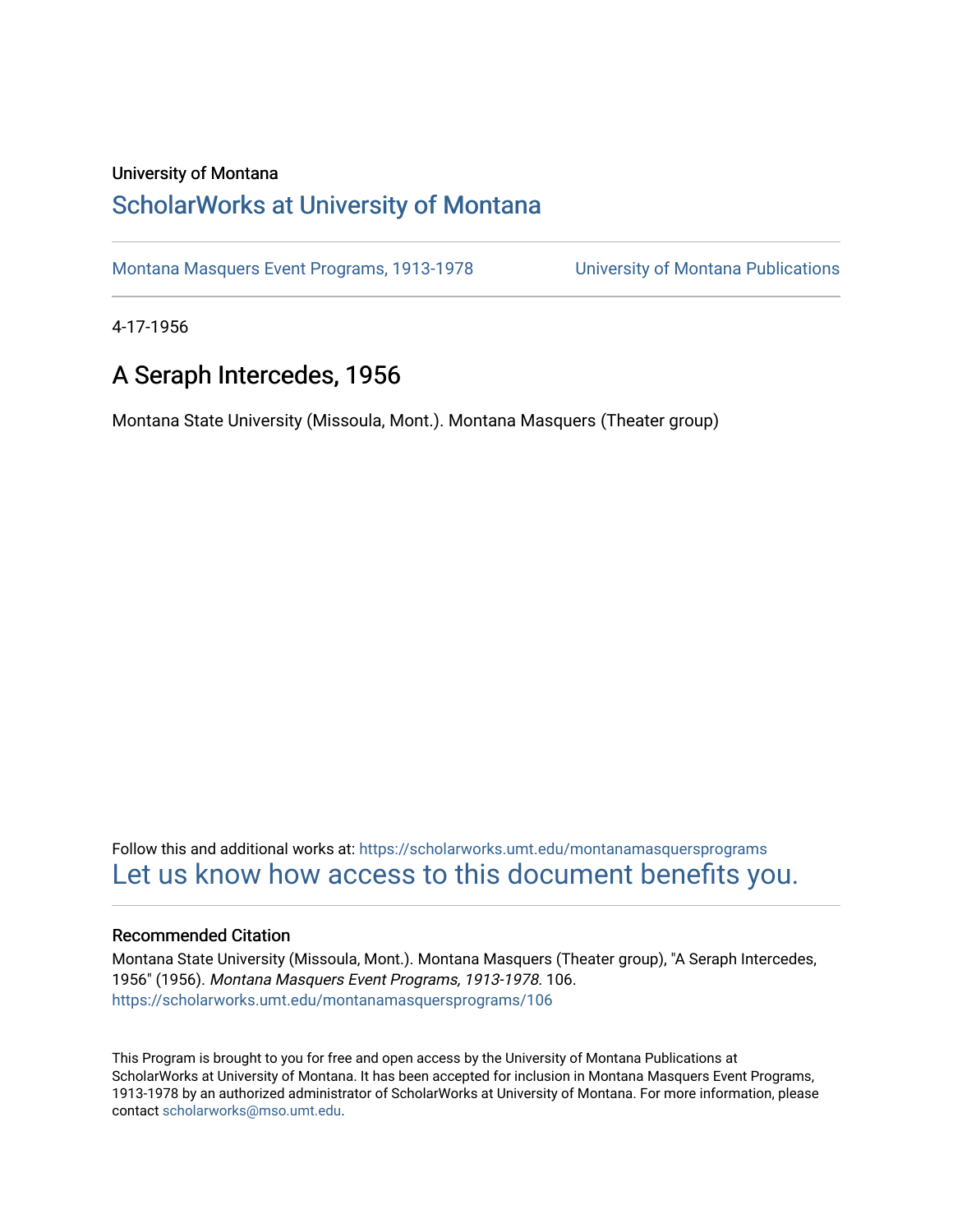University of Montana

# ScholarWorks at University of Montana

Montana Masquers Event Programs, 1913-1978 | University of Montana Publications

4-17-1956

## A Seraph Intercedes, 1956

Montana State University (Missoula, Mont.). Montana Masquers (Theater group)

Follow this and additional works at: https://scholarworks.umt.edu/montanamasquersprograms

Let us know how access to this document benefits you.

### Recommended Citation

Montana State University (Missoula, Mont.). Montana Masquers (Theater group), "A Seraph Intercedes, 1956" (1956). *Montana Masquers Event Programs, 1913-1978*. 106.
https://scholarworks.umt.edu/montanamasquersprograms/106

This Program is brought to you for free and open access by the University of Montana Publications at ScholarWorks at University of Montana. It has been accepted for inclusion in Montana Masquers Event Programs, 1913-1978 by an authorized administrator of ScholarWorks at University of Montana. For more information, please contact scholarworks@mso.umt.edu.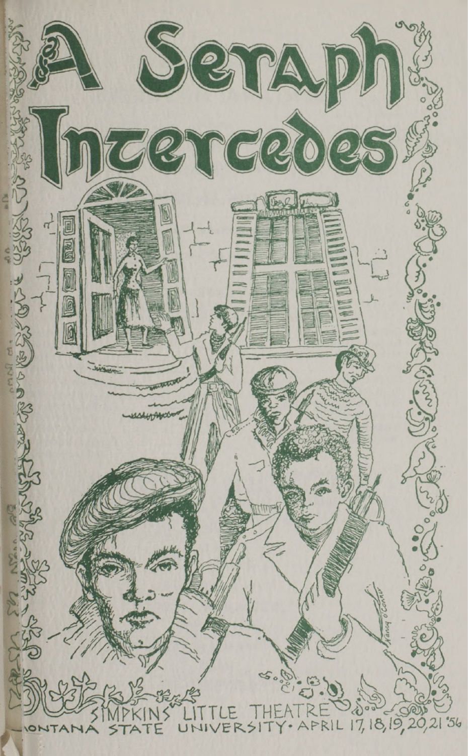# A Seraph Intercedes

SIMPKINS LITTLE THEATRE

MONTANA STATE UNIVERSITY · APRIL 17, 18, 19, 20, 21 '56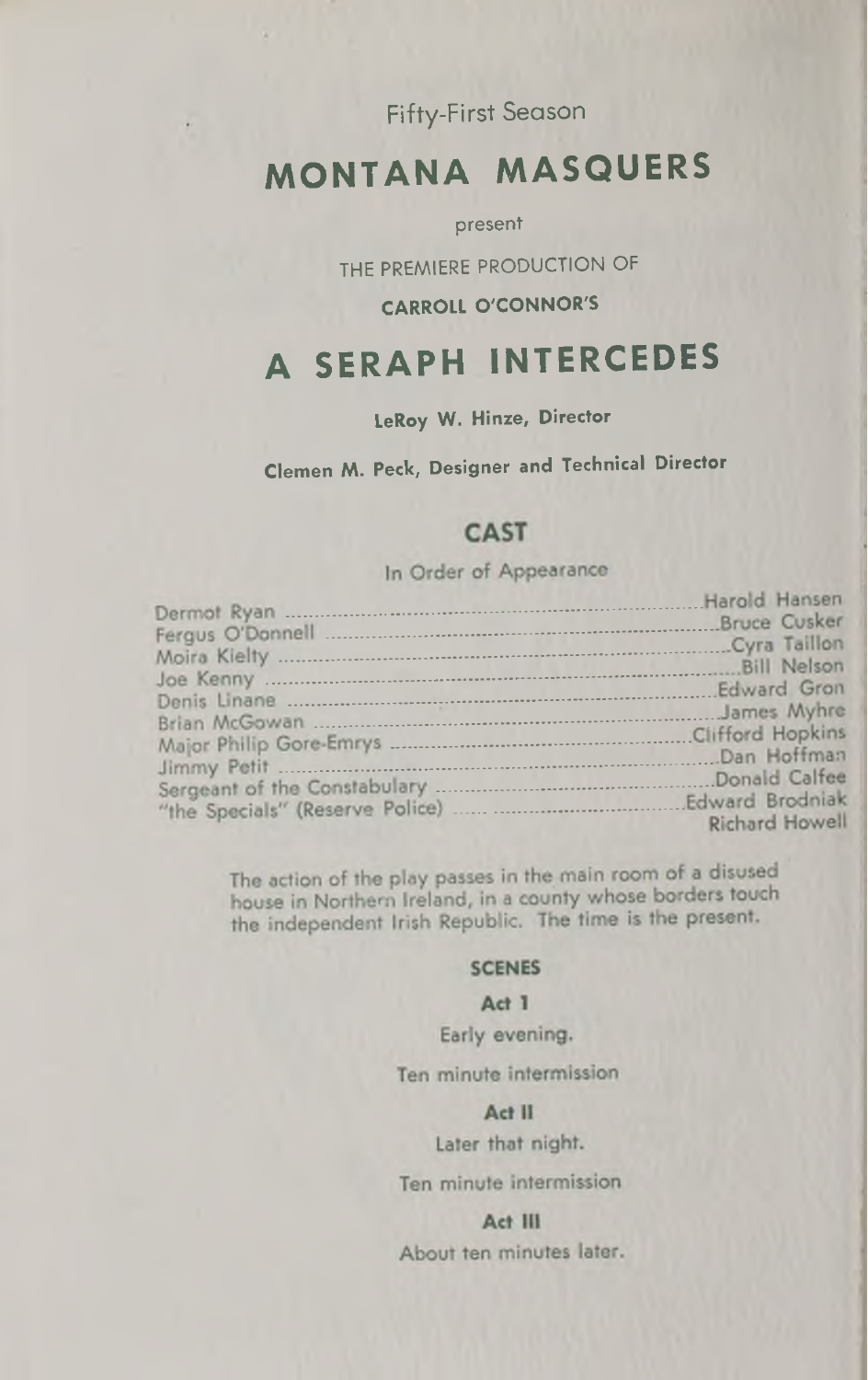Fifty-First Season

# MONTANA MASQUERS

present

THE PREMIERE PRODUCTION OF

**CARROLL O'CONNOR'S**

# A SERAPH INTERCEDES

**LeRoy W. Hinze, Director**

**Clemen M. Peck, Designer and Technical Director**

## CAST

In Order of Appearance

| Role | Actor |
|---|---|
| Dermot Ryan | Harold Hansen |
| Fergus O'Donnell | Bruce Cusker |
| Moira Kielty | Cyra Taillon |
| Joe Kenny | Bill Nelson |
| Denis Linane | Edward Gron |
| Brian McGowan | James Myhre |
| Major Philip Gore-Emrys | Clifford Hopkins |
| Jimmy Petit | Dan Hoffman |
| Sergeant of the Constabulary | Donald Calfee |
| "the Specials" (Reserve Police) | Edward Brodniak, Richard Howell |

The action of the play passes in the main room of a disused house in Northern Ireland, in a county whose borders touch the independent Irish Republic. The time is the present.

### SCENES

**Act 1**

Early evening.

Ten minute intermission

**Act II**

Later that night.

Ten minute intermission

**Act III**

About ten minutes later.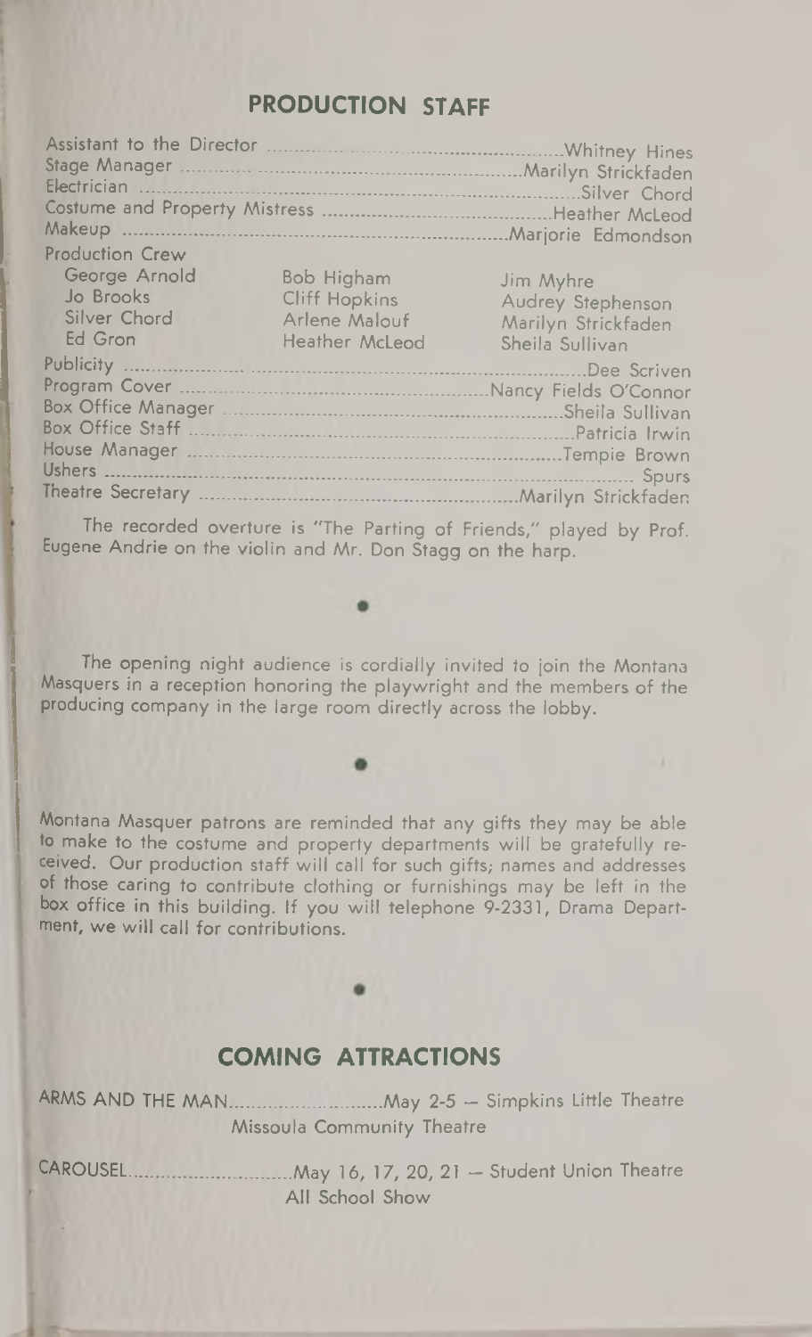## PRODUCTION STAFF

Assistant to the Director .......... Whitney Hines
Stage Manager .......... Marilyn Strickfaden
Electrician .......... Silver Chord
Costume and Property Mistress .......... Heather McLeod
Makeup .......... Marjorie Edmondson

Production Crew

| | | |
|---|---|---|
| George Arnold | Bob Higham | Jim Myhre |
| Jo Brooks | Cliff Hopkins | Audrey Stephenson |
| Silver Chord | Arlene Malouf | Marilyn Strickfaden |
| Ed Gron | Heather McLeod | Sheila Sullivan |

Publicity .......... Dee Scriven
Program Cover .......... Nancy Fields O'Connor
Box Office Manager .......... Sheila Sullivan
Box Office Staff .......... Patricia Irwin
House Manager .......... Tempie Brown
Ushers .......... Spurs
Theatre Secretary .......... Marilyn Strickfaden

The recorded overture is "The Parting of Friends," played by Prof. Eugene Andrie on the violin and Mr. Don Stagg on the harp.

•

The opening night audience is cordially invited to join the Montana Masquers in a reception honoring the playwright and the members of the producing company in the large room directly across the lobby.

•

Montana Masquer patrons are reminded that any gifts they may be able to make to the costume and property departments will be gratefully received. Our production staff will call for such gifts; names and addresses of those caring to contribute clothing or furnishings may be left in the box office in this building. If you will telephone 9-2331, Drama Department, we will call for contributions.

•

## COMING ATTRACTIONS

ARMS AND THE MAN.......... May 2-5 — Simpkins Little Theatre
Missoula Community Theatre

CAROUSEL.......... May 16, 17, 20, 21 — Student Union Theatre
All School Show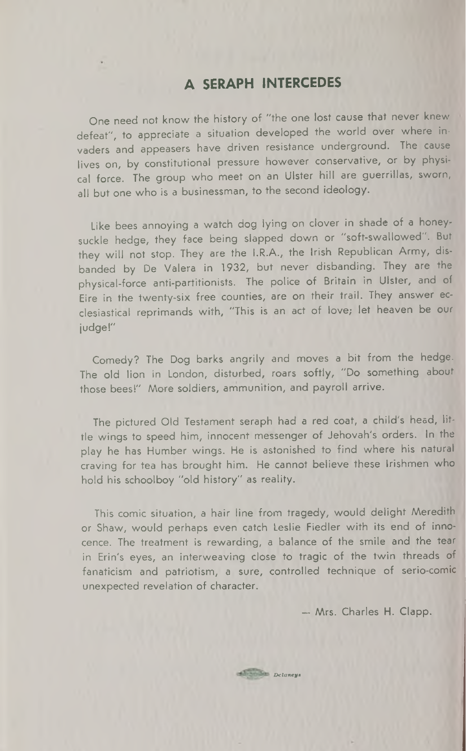## A SERAPH INTERCEDES

One need not know the history of "the one lost cause that never knew defeat", to appreciate a situation developed the world over where invaders and appeasers have driven resistance underground. The cause lives on, by constitutional pressure however conservative, or by physical force. The group who meet on an Ulster hill are guerrillas, sworn, all but one who is a businessman, to the second ideology.

Like bees annoying a watch dog lying on clover in shade of a honeysuckle hedge, they face being slapped down or "soft-swallowed". But they will not stop. They are the I.R.A., the Irish Republican Army, disbanded by De Valera in 1932, but never disbanding. They are the physical-force anti-partitionists. The police of Britain in Ulster, and of Eire in the twenty-six free counties, are on their trail. They answer ecclesiastical reprimands with, "This is an act of love; let heaven be our judge!"

Comedy? The Dog barks angrily and moves a bit from the hedge. The old lion in London, disturbed, roars softly, "Do something about those bees!" More soldiers, ammunition, and payroll arrive.

The pictured Old Testament seraph had a red coat, a child's head, little wings to speed him, innocent messenger of Jehovah's orders. In the play he has Humber wings. He is astonished to find where his natural craving for tea has brought him. He cannot believe these Irishmen who hold his schoolboy "old history" as reality.

This comic situation, a hair line from tragedy, would delight Meredith or Shaw, would perhaps even catch Leslie Fiedler with its end of innocence. The treatment is rewarding, a balance of the smile and the tear in Erin's eyes, an interweaving close to tragic of the twin threads of fanaticism and patriotism, a sure, controlled technique of serio-comic unexpected revelation of character.

— Mrs. Charles H. Clapp.

*Delaneys*